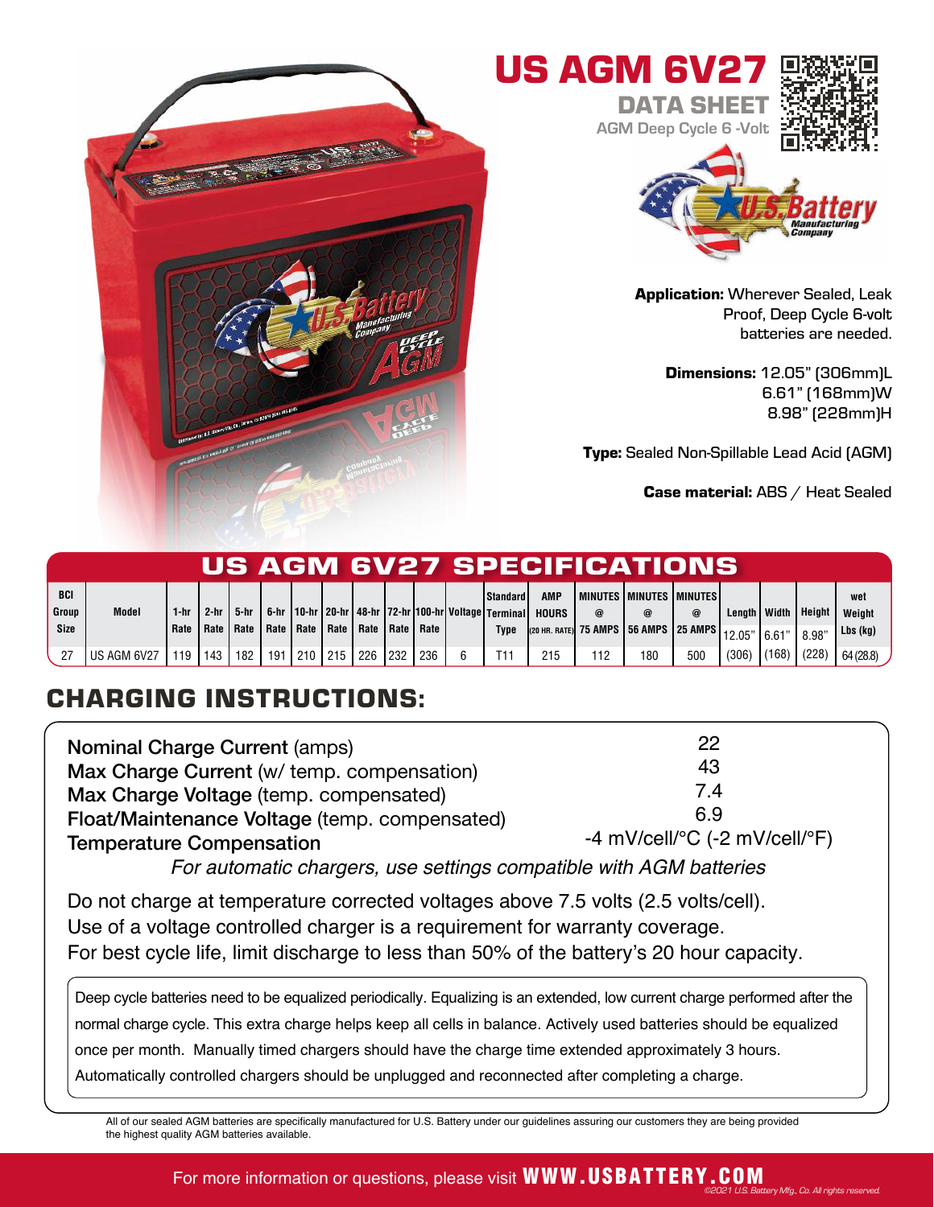# US AGM 6V27

## DATA SHEET

AGM Deep Cycle 6 -Volt

**Application:** Wherever Sealed, Leak Proof, Deep Cycle 6-volt batteries are needed.

**Dimensions:** 12.05" (306mm)L
6.61" (168mm)W
8.98" (228mm)H

**Type:** Sealed Non-Spillable Lead Acid (AGM)

**Case material:** ABS / Heat Sealed

## US AGM 6V27 SPECIFICATIONS

| BCI Group Size | Model | 1-hr Rate | 2-hr Rate | 5-hr Rate | 6-hr Rate | 10-hr Rate | 20-hr Rate | 48-hr Rate | 72-hr Rate | 100-hr Rate | Voltage | Standard Terminal Type | AMP HOURS (20 HR. RATE) | MINUTES @ 75 AMPS | MINUTES @ 56 AMPS | MINUTES @ 25 AMPS | Length | Width | Height | wet Weight Lbs (kg) |
|---|---|---|---|---|---|---|---|---|---|---|---|---|---|---|---|---|---|---|---|---|
| 27 | US AGM 6V27 | 119 | 143 | 182 | 191 | 210 | 215 | 226 | 232 | 236 | 6 | T11 | 215 | 112 | 180 | 500 | 12.05" (306) | 6.61" (168) | 8.98" (228) | 64 (28.8) |

## CHARGING INSTRUCTIONS:

| | |
|---|---|
| Nominal Charge Current (amps) | 22 |
| Max Charge Current (w/ temp. compensation) | 43 |
| Max Charge Voltage (temp. compensated) | 7.4 |
| Float/Maintenance Voltage (temp. compensated) | 6.9 |
| Temperature Compensation | -4 mV/cell/°C (-2 mV/cell/°F) |

*For automatic chargers, use settings compatible with AGM batteries*

Do not charge at temperature corrected voltages above 7.5 volts (2.5 volts/cell).
Use of a voltage controlled charger is a requirement for warranty coverage.
For best cycle life, limit discharge to less than 50% of the battery's 20 hour capacity.

Deep cycle batteries need to be equalized periodically. Equalizing is an extended, low current charge performed after the normal charge cycle. This extra charge helps keep all cells in balance. Actively used batteries should be equalized once per month. Manually timed chargers should have the charge time extended approximately 3 hours. Automatically controlled chargers should be unplugged and reconnected after completing a charge.

All of our sealed AGM batteries are specifically manufactured for U.S. Battery under our guidelines assuring our customers they are being provided the highest quality AGM batteries available.

For more information or questions, please visit **WWW.USBATTERY.COM**

©2021 U.S. Battery Mfg. Co. All rights reserved.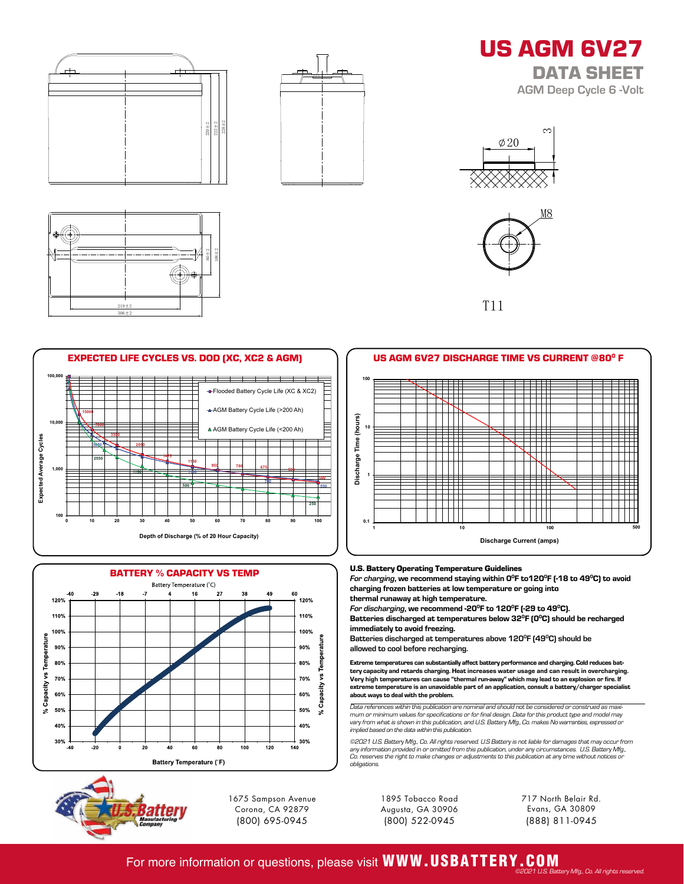# US AGM 6V27

## DATA SHEET

AGM Deep Cycle 6 -Volt

220±2
222±2
228±2

80±2
168±2

219±2
306±2

Ø 20

3

M8

T11

### EXPECTED LIFE CYCLES VS. DOD (XC, XC2 & AGM)

Flooded Battery Cycle Life (XC & XC2)
AGM Battery Cycle Life (>200 Ah)
AGM Battery Cycle Life (<200 Ah)

Expected Average Cycles

100,000
10,000
1,000
100

15000
7000
3300
5000
2550
2050
1475
1150
1150
950
1000
780
675
500
780
550
500
550
250

0 10 20 30 40 50 60 70 80 90 100

Depth of Discharge (% of 20 Hour Capacity)

### US AGM 6V27 DISCHARGE TIME VS CURRENT @80⁰ F

Discharge Time (hours)

100
10
1
0.1

1 10 100 500

Discharge Current (amps)

### BATTERY % CAPACITY VS TEMP

Battery Temperature (˚C)

-40 -29 -18 -7 4 16 27 38 49 60

% Capacity vs Temperature

120%
110%
100%
90%
80%
70%
60%
50%
40%
30%

-40 -20 0 20 40 60 80 100 120 140

Battery Temperature (˚F)

**U.S. Battery Operating Temperature Guidelines**

***For charging*, we recommend staying within 0⁰F to120⁰F (-18 to 49⁰C) to avoid charging frozen batteries at low temperature or going into thermal runaway at high temperature.**

***For discharging*, we recommend -20⁰F to 120⁰F (-29 to 49⁰C).**

**Batteries discharged at temperatures below 32⁰F (0⁰C) should be recharged immediately to avoid freezing.**

**Batteries discharged at temperatures above 120⁰F (49⁰C) should be allowed to cool before recharging.**

**Extreme temperatures can substantially affect battery performance and charging. Cold reduces battery capacity and retards charging. Heat increases water usage and can result in overcharging. Very high temperatures can cause "thermal run-away" which may lead to an explosion or fire. If extreme temperature is an unavoidable part of an application, consult a battery/charger specialist about ways to deal with the problem.**

*Data references within this publication are nominal and should not be considered or construed as maximum or minimum values for specifications or for final design. Data for this product type and model may vary from what is shown in this publication, and U.S. Battery Mfg., Co. makes No warranties, expressed or implied based on the data within this publication.*

*©2021 U.S. Battery Mfg., Co. All rights reserved. U.S Battery is not liable for damages that may occur from any information provided in or omitted from this publication, under any circumstances. U.S. Battery Mfg., Co. reserves the right to make changes or adjustments to this publication at any time without notices or obligations.*

U.S. Battery Manufacturing Company

1675 Sampson Avenue
Corona, CA 92879
(800) 695-0945

1895 Tobacco Road
Augusta, GA 30906
(800) 522-0945

717 North Belair Rd.
Evans, GA 30809
(888) 811-0945

For more information or questions, please visit **WWW.USBATTERY.COM**

*©2021 U.S. Battery Mfg., Co. All rights reserved.*